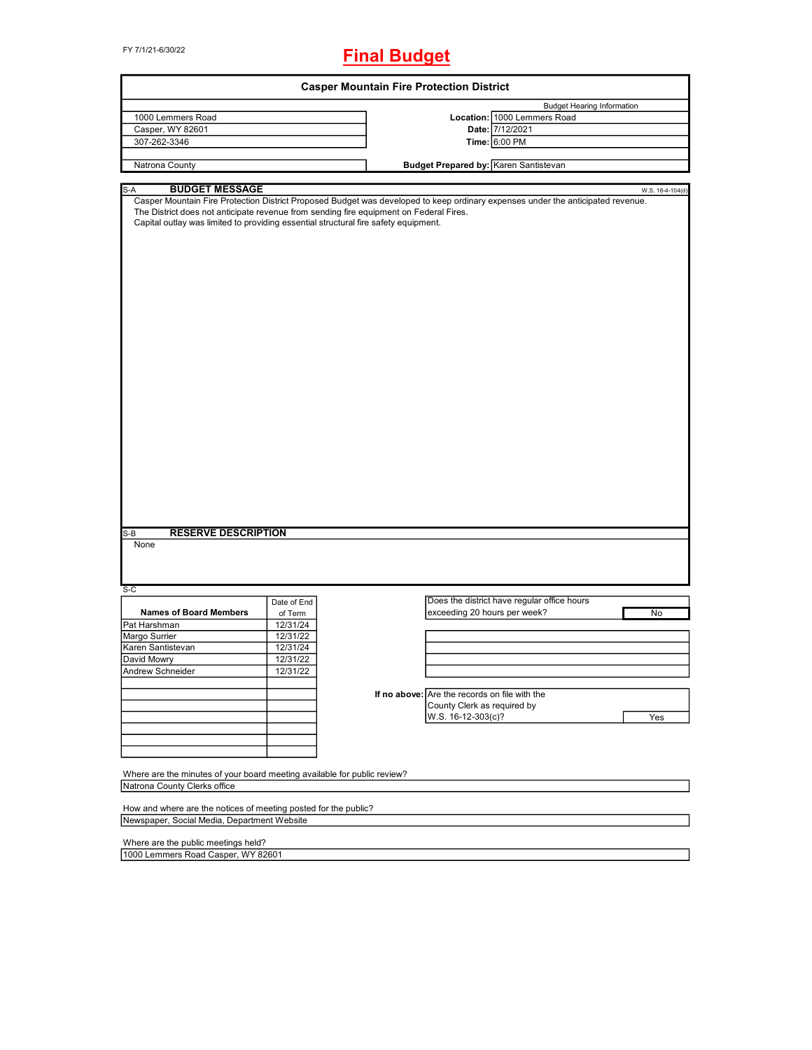FY 7/1/21-6/30/22

# Final Budget

## Casper Mountain Fire Protection District

| | | |
|---|---|---|
| 1000 Lemmers Road | | Budget Hearing Information |
| Casper, WY 82601 | **Location:** | 1000 Lemmers Road |
| 307-262-3346 | **Date:** | 7/12/2021 |
| | **Time:** | 6:00 PM |
| Natrona County | **Budget Prepared by:** | Karen Santistevan |

S-A **BUDGET MESSAGE** W.S. 16-4-104(d)

Casper Mountain Fire Protection District Proposed Budget was developed to keep ordinary expenses under the anticipated revenue.
The District does not anticipate revenue from sending fire equipment on Federal Fires.
Capital outlay was limited to providing essential structural fire safety equipment.

S-B **RESERVE DESCRIPTION**

None

S-C

| Names of Board Members | Date of End of Term |
|---|---|
| Pat Harshman | 12/31/24 |
| Margo Surrier | 12/31/22 |
| Karen Santistevan | 12/31/24 |
| David Mowry | 12/31/22 |
| Andrew Schneider | 12/31/22 |

Does the district have regular office hours exceeding 20 hours per week? **No**

If no above: Are the records on file with the County Clerk as required by W.S. 16-12-303(c)? **Yes**

Where are the minutes of your board meeting available for public review?
Natrona County Clerks office

How and where are the notices of meeting posted for the public?
Newspaper, Social Media, Department Website

Where are the public meetings held?
1000 Lemmers Road Casper, WY 82601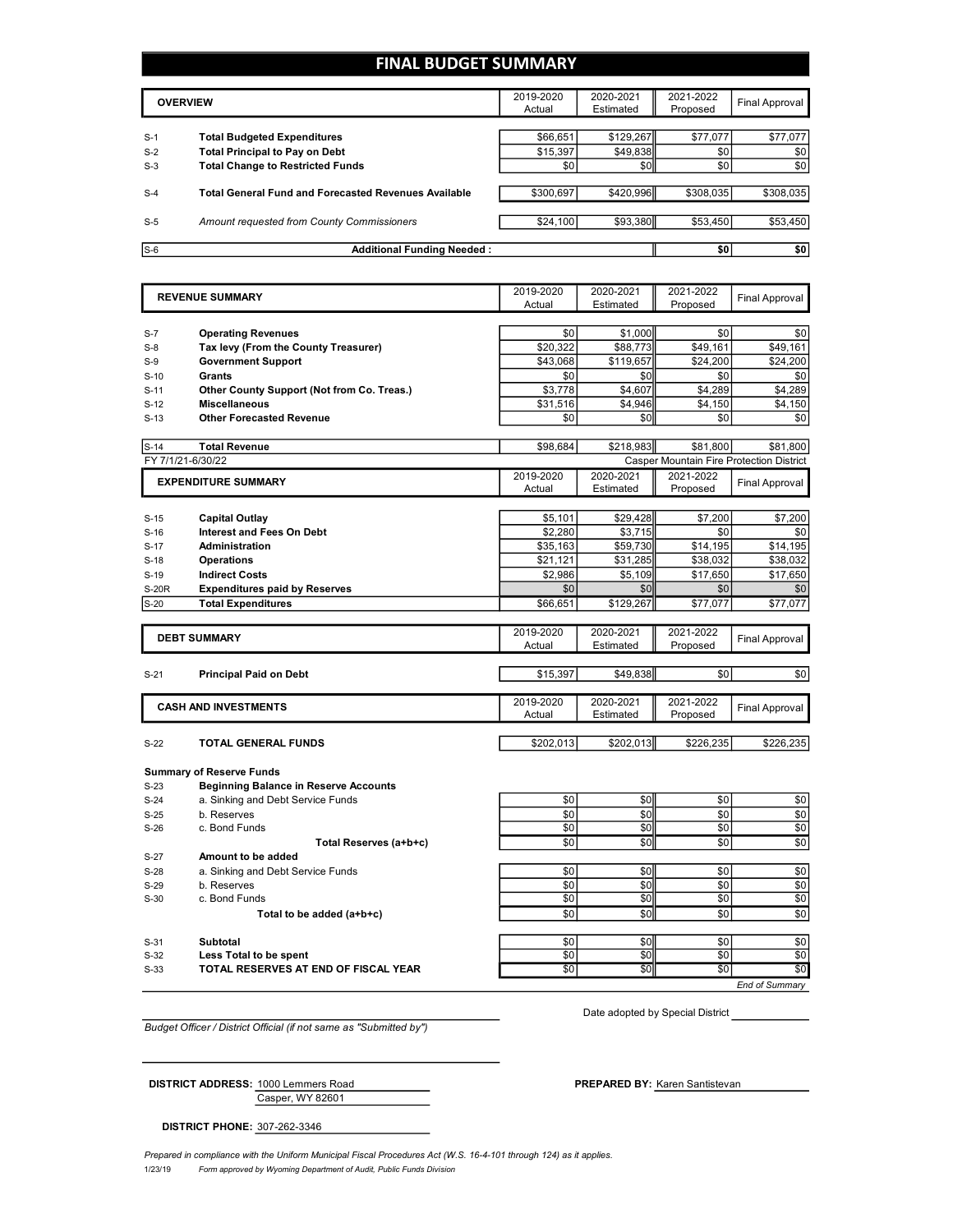# FINAL BUDGET SUMMARY

| | OVERVIEW | 2019-2020 Actual | 2020-2021 Estimated | 2021-2022 Proposed | Final Approval |
|---|---|---|---|---|---|
| S-1 | **Total Budgeted Expenditures** | $66,651 | $129,267 | $77,077 | $77,077 |
| S-2 | **Total Principal to Pay on Debt** | $15,397 | $49,838 | $0 | $0 |
| S-3 | **Total Change to Restricted Funds** | $0 | $0 | $0 | $0 |
| S-4 | **Total General Fund and Forecasted Revenues Available** | $300,697 | $420,996 | $308,035 | $308,035 |
| S-5 | *Amount requested from County Commissioners* | $24,100 | $93,380 | $53,450 | $53,450 |
| S-6 | **Additional Funding Needed :** | | | $0 | $0 |

| | REVENUE SUMMARY | 2019-2020 Actual | 2020-2021 Estimated | 2021-2022 Proposed | Final Approval |
|---|---|---|---|---|---|
| S-7 | **Operating Revenues** | $0 | $1,000 | $0 | $0 |
| S-8 | **Tax levy (From the County Treasurer)** | $20,322 | $88,773 | $49,161 | $49,161 |
| S-9 | **Government Support** | $43,068 | $119,657 | $24,200 | $24,200 |
| S-10 | **Grants** | $0 | $0 | $0 | $0 |
| S-11 | **Other County Support (Not from Co. Treas.)** | $3,778 | $4,607 | $4,289 | $4,289 |
| S-12 | **Miscellaneous** | $31,516 | $4,946 | $4,150 | $4,150 |
| S-13 | **Other Forecasted Revenue** | $0 | $0 | $0 | $0 |
| S-14 | **Total Revenue** | $98,684 | $218,983 | $81,800 | $81,800 |

FY 7/1/21-6/30/22 — Casper Mountain Fire Protection District

| | EXPENDITURE SUMMARY | 2019-2020 Actual | 2020-2021 Estimated | 2021-2022 Proposed | Final Approval |
|---|---|---|---|---|---|
| S-15 | **Capital Outlay** | $5,101 | $29,428 | $7,200 | $7,200 |
| S-16 | **Interest and Fees On Debt** | $2,280 | $3,715 | $0 | $0 |
| S-17 | **Administration** | $35,163 | $59,730 | $14,195 | $14,195 |
| S-18 | **Operations** | $21,121 | $31,285 | $38,032 | $38,032 |
| S-19 | **Indirect Costs** | $2,986 | $5,109 | $17,650 | $17,650 |
| S-20R | **Expenditures paid by Reserves** | $0 | $0 | $0 | $0 |
| S-20 | **Total Expenditures** | $66,651 | $129,267 | $77,077 | $77,077 |

| | DEBT SUMMARY | 2019-2020 Actual | 2020-2021 Estimated | 2021-2022 Proposed | Final Approval |
|---|---|---|---|---|---|
| S-21 | **Principal Paid on Debt** | $15,397 | $49,838 | $0 | $0 |

| | CASH AND INVESTMENTS | 2019-2020 Actual | 2020-2021 Estimated | 2021-2022 Proposed | Final Approval |
|---|---|---|---|---|---|
| S-22 | **TOTAL GENERAL FUNDS** | $202,013 | $202,013 | $226,235 | $226,235 |
| | **Summary of Reserve Funds** | | | | |
| S-23 | **Beginning Balance in Reserve Accounts** | | | | |
| S-24 | a. Sinking and Debt Service Funds | $0 | $0 | $0 | $0 |
| S-25 | b. Reserves | $0 | $0 | $0 | $0 |
| S-26 | c. Bond Funds | $0 | $0 | $0 | $0 |
| | **Total Reserves (a+b+c)** | $0 | $0 | $0 | $0 |
| S-27 | **Amount to be added** | | | | |
| S-28 | a. Sinking and Debt Service Funds | $0 | $0 | $0 | $0 |
| S-29 | b. Reserves | $0 | $0 | $0 | $0 |
| S-30 | c. Bond Funds | $0 | $0 | $0 | $0 |
| | **Total to be added (a+b+c)** | $0 | $0 | $0 | $0 |
| S-31 | **Subtotal** | $0 | $0 | $0 | $0 |
| S-32 | **Less Total to be spent** | $0 | $0 | $0 | $0 |
| S-33 | **TOTAL RESERVES AT END OF FISCAL YEAR** | $0 | $0 | $0 | $0 |

*End of Summary*

*Budget Officer / District Official (if not same as "Submitted by")*

Date adopted by Special District

**DISTRICT ADDRESS:** 1000 Lemmers Road
Casper, WY 82601

**PREPARED BY:** Karen Santistevan

**DISTRICT PHONE:** 307-262-3346

*Prepared in compliance with the Uniform Municipal Fiscal Procedures Act (W.S. 16-4-101 through 124) as it applies.*

1/23/19 *Form approved by Wyoming Department of Audit, Public Funds Division*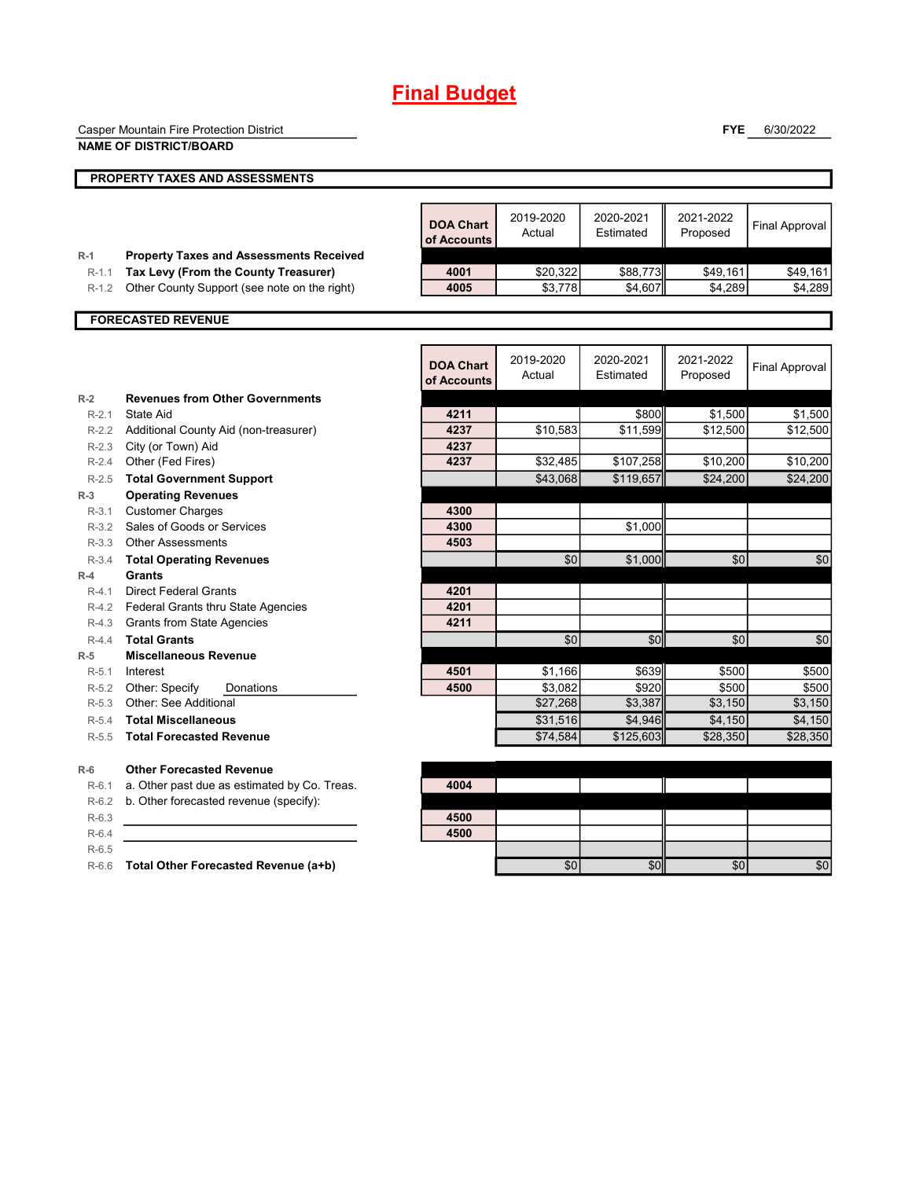# Final Budget

Casper Mountain Fire Protection District
**NAME OF DISTRICT/BOARD**

**FYE** 6/30/2022

## PROPERTY TAXES AND ASSESSMENTS

| | | DOA Chart of Accounts | 2019-2020 Actual | 2020-2021 Estimated | 2021-2022 Proposed | Final Approval |
|---|---|---|---|---|---|---|
| R-1 | **Property Taxes and Assessments Received** | | | | | |
| R-1.1 | **Tax Levy (From the County Treasurer)** | 4001 | $20,322 | $88,773 | $49,161 | $49,161 |
| R-1.2 | Other County Support (see note on the right) | 4005 | $3,778 | $4,607 | $4,289 | $4,289 |

## FORECASTED REVENUE

| | | DOA Chart of Accounts | 2019-2020 Actual | 2020-2021 Estimated | 2021-2022 Proposed | Final Approval |
|---|---|---|---|---|---|---|
| R-2 | **Revenues from Other Governments** | | | | | |
| R-2.1 | State Aid | 4211 | | $800 | $1,500 | $1,500 |
| R-2.2 | Additional County Aid (non-treasurer) | 4237 | $10,583 | $11,599 | $12,500 | $12,500 |
| R-2.3 | City (or Town) Aid | 4237 | | | | |
| R-2.4 | Other (Fed Fires) | 4237 | $32,485 | $107,258 | $10,200 | $10,200 |
| R-2.5 | **Total Government Support** | | $43,068 | $119,657 | $24,200 | $24,200 |
| R-3 | **Operating Revenues** | | | | | |
| R-3.1 | Customer Charges | 4300 | | | | |
| R-3.2 | Sales of Goods or Services | 4300 | | $1,000 | | |
| R-3.3 | Other Assessments | 4503 | | | | |
| R-3.4 | **Total Operating Revenues** | | $0 | $1,000 | $0 | $0 |
| R-4 | **Grants** | | | | | |
| R-4.1 | Direct Federal Grants | 4201 | | | | |
| R-4.2 | Federal Grants thru State Agencies | 4201 | | | | |
| R-4.3 | Grants from State Agencies | 4211 | | | | |
| R-4.4 | **Total Grants** | | $0 | $0 | $0 | $0 |
| R-5 | **Miscellaneous Revenue** | | | | | |
| R-5.1 | Interest | 4501 | $1,166 | $639 | $500 | $500 |
| R-5.2 | Other: Specify Donations | 4500 | $3,082 | $920 | $500 | $500 |
| R-5.3 | Other: See Additional | | $27,268 | $3,387 | $3,150 | $3,150 |
| R-5.4 | **Total Miscellaneous** | | $31,516 | $4,946 | $4,150 | $4,150 |
| R-5.5 | **Total Forecasted Revenue** | | $74,584 | $125,603 | $28,350 | $28,350 |
| R-6 | **Other Forecasted Revenue** | | | | | |
| R-6.1 | a. Other past due as estimated by Co. Treas. | 4004 | | | | |
| R-6.2 | b. Other forecasted revenue (specify): | | | | | |
| R-6.3 | | 4500 | | | | |
| R-6.4 | | 4500 | | | | |
| R-6.5 | | | | | | |
| R-6.6 | **Total Other Forecasted Revenue (a+b)** | | $0 | $0 | $0 | $0 |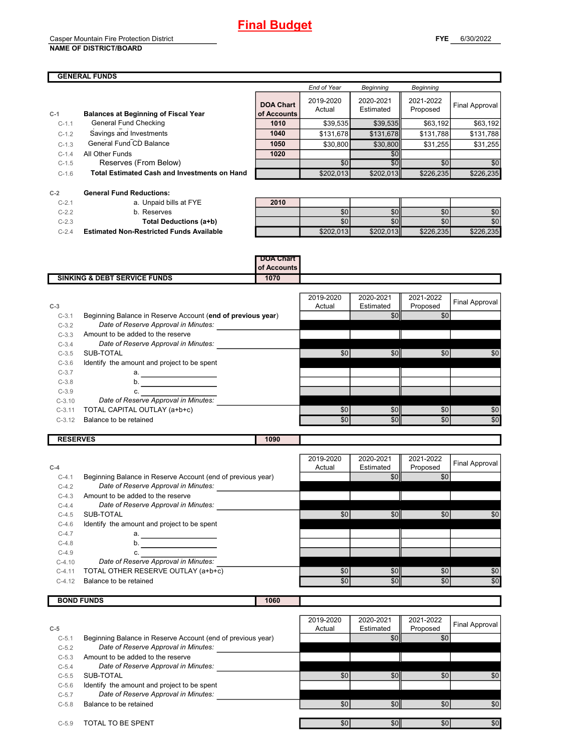# Final Budget

Casper Mountain Fire Protection District
**NAME OF DISTRICT/BOARD**

**FYE** 6/30/2022

## GENERAL FUNDS

| | | DOA Chart of Accounts | *End of Year* 2019-2020 Actual | *Beginning* 2020-2021 Estimated | *Beginning* 2021-2022 Proposed | Final Approval |
|---|---|---|---|---|---|---|
| C-1 | **Balances at Beginning of Fiscal Year** | | | | | |
| C-1.1 | General Fund Checking | **1010** | $39,535 | $39,535 | $63,192 | $63,192 |
| C-1.2 | Savings and Investments | **1040** | $131,678 | $131,678 | $131,788 | $131,788 |
| C-1.3 | General Fund CD Balance | **1050** | $30,800 | $30,800 | $31,255 | $31,255 |
| C-1.4 | All Other Funds | **1020** | | $0 | | |
| C-1.5 | Reserves (From Below) | | $0 | $0 | $0 | $0 |
| C-1.6 | **Total Estimated Cash and Investments on Hand** | | $202,013 | $202,013 | $226,235 | $226,235 |
| | | | | | | |
| C-2 | **General Fund Reductions:** | | | | | |
| C-2.1 | a. Unpaid bills at FYE | **2010** | | | | |
| C-2.2 | b. Reserves | | $0 | $0 | $0 | $0 |
| C-2.3 | **Total Deductions (a+b)** | | $0 | $0 | $0 | $0 |
| C-2.4 | **Estimated Non-Restricted Funds Available** | | $202,013 | $202,013 | $226,235 | $226,235 |

## SINKING & DEBT SERVICE FUNDS — DOA Chart of Accounts 1070

| C-3 | | 2019-2020 Actual | 2020-2021 Estimated | 2021-2022 Proposed | Final Approval |
|---|---|---|---|---|---|
| C-3.1 | Beginning Balance in Reserve Account (**end of previous year**) | | $0 | $0 | |
| C-3.2 | *Date of Reserve Approval in Minutes:* | | | | |
| C-3.3 | Amount to be added to the reserve | | | | |
| C-3.4 | *Date of Reserve Approval in Minutes:* | | | | |
| C-3.5 | SUB-TOTAL | $0 | $0 | $0 | $0 |
| C-3.6 | Identify the amount and project to be spent | | | | |
| C-3.7 | a. | | | | |
| C-3.8 | b. | | | | |
| C-3.9 | c. | | | | |
| C-3.10 | *Date of Reserve Approval in Minutes:* | | | | |
| C-3.11 | TOTAL CAPITAL OUTLAY (a+b+c) | $0 | $0 | $0 | $0 |
| C-3.12 | Balance to be retained | $0 | $0 | $0 | $0 |

## RESERVES — 1090

| C-4 | | 2019-2020 Actual | 2020-2021 Estimated | 2021-2022 Proposed | Final Approval |
|---|---|---|---|---|---|
| C-4.1 | Beginning Balance in Reserve Account (end of previous year) | | $0 | $0 | |
| C-4.2 | *Date of Reserve Approval in Minutes:* | | | | |
| C-4.3 | Amount to be added to the reserve | | | | |
| C-4.4 | *Date of Reserve Approval in Minutes:* | | | | |
| C-4.5 | SUB-TOTAL | $0 | $0 | $0 | $0 |
| C-4.6 | Identify the amount and project to be spent | | | | |
| C-4.7 | a. | | | | |
| C-4.8 | b. | | | | |
| C-4.9 | c. | | | | |
| C-4.10 | *Date of Reserve Approval in Minutes:* | | | | |
| C-4.11 | TOTAL OTHER RESERVE OUTLAY (a+b+c) | $0 | $0 | $0 | $0 |
| C-4.12 | Balance to be retained | $0 | $0 | $0 | $0 |

## BOND FUNDS — 1060

| C-5 | | 2019-2020 Actual | 2020-2021 Estimated | 2021-2022 Proposed | Final Approval |
|---|---|---|---|---|---|
| C-5.1 | Beginning Balance in Reserve Account (end of previous year) | | $0 | $0 | |
| C-5.2 | *Date of Reserve Approval in Minutes:* | | | | |
| C-5.3 | Amount to be added to the reserve | | | | |
| C-5.4 | *Date of Reserve Approval in Minutes:* | | | | |
| C-5.5 | SUB-TOTAL | $0 | $0 | $0 | $0 |
| C-5.6 | Identify the amount and project to be spent | | | | |
| C-5.7 | *Date of Reserve Approval in Minutes:* | | | | |
| C-5.8 | Balance to be retained | $0 | $0 | $0 | $0 |
| | | | | | |
| C-5.9 | TOTAL TO BE SPENT | $0 | $0 | $0 | $0 |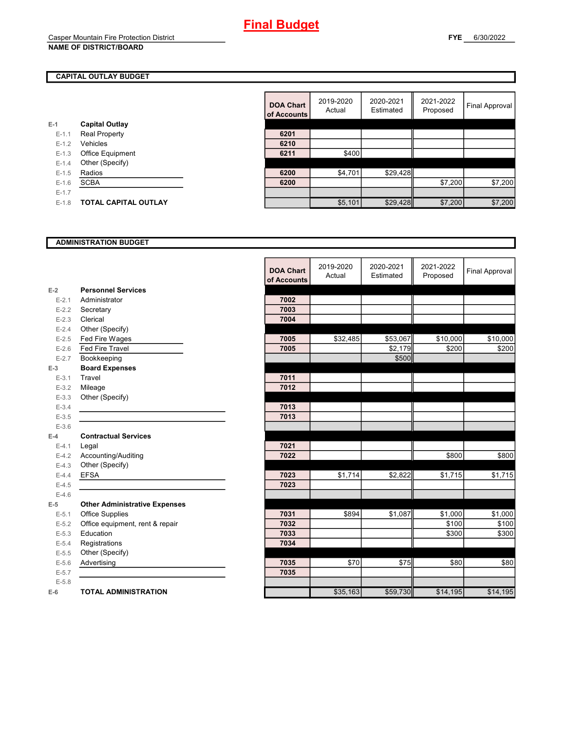# Final Budget

Casper Mountain Fire Protection District
**NAME OF DISTRICT/BOARD**

**FYE** 6/30/2022

## CAPITAL OUTLAY BUDGET

| | | DOA Chart of Accounts | 2019-2020 Actual | 2020-2021 Estimated | 2021-2022 Proposed | Final Approval |
|---|---|---|---|---|---|---|
| E-1 | **Capital Outlay** | | | | | |
| E-1.1 | Real Property | 6201 | | | | |
| E-1.2 | Vehicles | 6210 | | | | |
| E-1.3 | Office Equipment | 6211 | $400 | | | |
| E-1.4 | Other (Specify) | | | | | |
| E-1.5 | Radios | 6200 | $4,701 | $29,428 | | |
| E-1.6 | SCBA | 6200 | | | $7,200 | $7,200 |
| E-1.7 | | | | | | |
| E-1.8 | **TOTAL CAPITAL OUTLAY** | | $5,101 | $29,428 | $7,200 | $7,200 |

## ADMINISTRATION BUDGET

| | | DOA Chart of Accounts | 2019-2020 Actual | 2020-2021 Estimated | 2021-2022 Proposed | Final Approval |
|---|---|---|---|---|---|---|
| E-2 | **Personnel Services** | | | | | |
| E-2.1 | Administrator | 7002 | | | | |
| E-2.2 | Secretary | 7003 | | | | |
| E-2.3 | Clerical | 7004 | | | | |
| E-2.4 | Other (Specify) | | | | | |
| E-2.5 | Fed Fire Wages | 7005 | $32,485 | $53,067 | $10,000 | $10,000 |
| E-2.6 | Fed Fire Travel | 7005 | | $2,179 | $200 | $200 |
| E-2.7 | Bookkeeping | | | $500 | | |
| E-3 | **Board Expenses** | | | | | |
| E-3.1 | Travel | 7011 | | | | |
| E-3.2 | Mileage | 7012 | | | | |
| E-3.3 | Other (Specify) | | | | | |
| E-3.4 | | 7013 | | | | |
| E-3.5 | | 7013 | | | | |
| E-3.6 | | | | | | |
| E-4 | **Contractual Services** | | | | | |
| E-4.1 | Legal | 7021 | | | | |
| E-4.2 | Accounting/Auditing | 7022 | | | $800 | $800 |
| E-4.3 | Other (Specify) | | | | | |
| E-4.4 | EFSA | 7023 | $1,714 | $2,822 | $1,715 | $1,715 |
| E-4.5 | | 7023 | | | | |
| E-4.6 | | | | | | |
| E-5 | **Other Administrative Expenses** | | | | | |
| E-5.1 | Office Supplies | 7031 | $894 | $1,087 | $1,000 | $1,000 |
| E-5.2 | Office equipment, rent & repair | 7032 | | | $100 | $100 |
| E-5.3 | Education | 7033 | | | $300 | $300 |
| E-5.4 | Registrations | 7034 | | | | |
| E-5.5 | Other (Specify) | | | | | |
| E-5.6 | Advertising | 7035 | $70 | $75 | $80 | $80 |
| E-5.7 | | 7035 | | | | |
| E-5.8 | | | | | | |
| E-6 | **TOTAL ADMINISTRATION** | | $35,163 | $59,730 | $14,195 | $14,195 |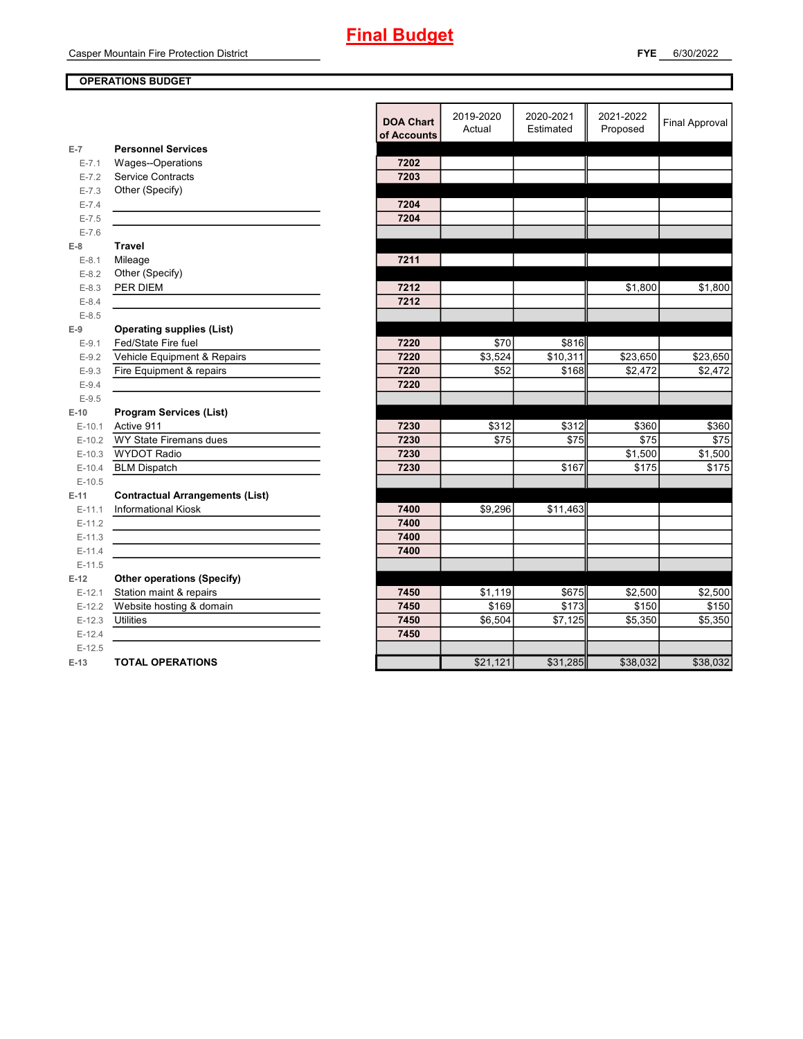# Final Budget

Casper Mountain Fire Protection District

**FYE** 6/30/2022

**OPERATIONS BUDGET**

| | | DOA Chart of Accounts | 2019-2020 Actual | 2020-2021 Estimated | 2021-2022 Proposed | Final Approval |
|---|---|---|---|---|---|---|
| **E-7** | **Personnel Services** | | | | | |
| E-7.1 | Wages--Operations | 7202 | | | | |
| E-7.2 | Service Contracts | 7203 | | | | |
| E-7.3 | Other (Specify) | | | | | |
| E-7.4 | | 7204 | | | | |
| E-7.5 | | 7204 | | | | |
| E-7.6 | | | | | | |
| **E-8** | **Travel** | | | | | |
| E-8.1 | Mileage | 7211 | | | | |
| E-8.2 | Other (Specify) | | | | | |
| E-8.3 | PER DIEM | 7212 | | | $1,800 | $1,800 |
| E-8.4 | | 7212 | | | | |
| E-8.5 | | | | | | |
| **E-9** | **Operating supplies (List)** | | | | | |
| E-9.1 | Fed/State Fire fuel | 7220 | $70 | $816 | | |
| E-9.2 | Vehicle Equipment & Repairs | 7220 | $3,524 | $10,311 | $23,650 | $23,650 |
| E-9.3 | Fire Equipment & repairs | 7220 | $52 | $168 | $2,472 | $2,472 |
| E-9.4 | | 7220 | | | | |
| E-9.5 | | | | | | |
| **E-10** | **Program Services (List)** | | | | | |
| E-10.1 | Active 911 | 7230 | $312 | $312 | $360 | $360 |
| E-10.2 | WY State Firemans dues | 7230 | $75 | $75 | $75 | $75 |
| E-10.3 | WYDOT Radio | 7230 | | | $1,500 | $1,500 |
| E-10.4 | BLM Dispatch | 7230 | | $167 | $175 | $175 |
| E-10.5 | | | | | | |
| **E-11** | **Contractual Arrangements (List)** | | | | | |
| E-11.1 | Informational Kiosk | 7400 | $9,296 | $11,463 | | |
| E-11.2 | | 7400 | | | | |
| E-11.3 | | 7400 | | | | |
| E-11.4 | | 7400 | | | | |
| E-11.5 | | | | | | |
| **E-12** | **Other operations (Specify)** | | | | | |
| E-12.1 | Station maint & repairs | 7450 | $1,119 | $675 | $2,500 | $2,500 |
| E-12.2 | Website hosting & domain | 7450 | $169 | $173 | $150 | $150 |
| E-12.3 | Utilities | 7450 | $6,504 | $7,125 | $5,350 | $5,350 |
| E-12.4 | | 7450 | | | | |
| E-12.5 | | | | | | |
| **E-13** | **TOTAL OPERATIONS** | | $21,121 | $31,285 | $38,032 | $38,032 |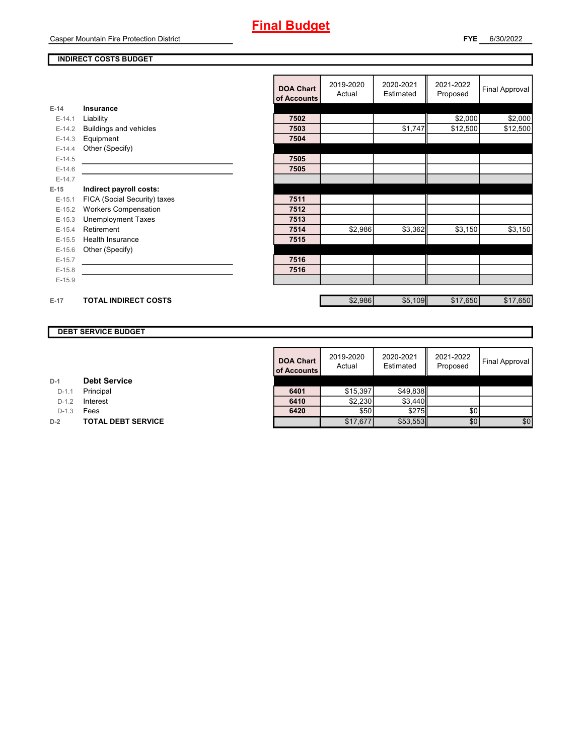# Final Budget

Casper Mountain Fire Protection District

**FYE** 6/30/2022

## INDIRECT COSTS BUDGET

| | | DOA Chart of Accounts | 2019-2020 Actual | 2020-2021 Estimated | 2021-2022 Proposed | Final Approval |
|---|---|---|---|---|---|---|
| E-14 | **Insurance** | | | | | |
| E-14.1 | Liability | 7502 | | | $2,000 | $2,000 |
| E-14.2 | Buildings and vehicles | 7503 | | $1,747 | $12,500 | $12,500 |
| E-14.3 | Equipment | 7504 | | | | |
| E-14.4 | Other (Specify) | | | | | |
| E-14.5 | | 7505 | | | | |
| E-14.6 | | 7505 | | | | |
| E-14.7 | | | | | | |
| E-15 | **Indirect payroll costs:** | | | | | |
| E-15.1 | FICA (Social Security) taxes | 7511 | | | | |
| E-15.2 | Workers Compensation | 7512 | | | | |
| E-15.3 | Unemployment Taxes | 7513 | | | | |
| E-15.4 | Retirement | 7514 | $2,986 | $3,362 | $3,150 | $3,150 |
| E-15.5 | Health Insurance | 7515 | | | | |
| E-15.6 | Other (Specify) | | | | | |
| E-15.7 | | 7516 | | | | |
| E-15.8 | | 7516 | | | | |
| E-15.9 | | | | | | |
| E-17 | **TOTAL INDIRECT COSTS** | | $2,986 | $5,109 | $17,650 | $17,650 |

## DEBT SERVICE BUDGET

| | | DOA Chart of Accounts | 2019-2020 Actual | 2020-2021 Estimated | 2021-2022 Proposed | Final Approval |
|---|---|---|---|---|---|---|
| D-1 | **Debt Service** | | | | | |
| D-1.1 | Principal | 6401 | $15,397 | $49,838 | | |
| D-1.2 | Interest | 6410 | $2,230 | $3,440 | | |
| D-1.3 | Fees | 6420 | $50 | $275 | $0 | |
| D-2 | **TOTAL DEBT SERVICE** | | $17,677 | $53,553 | $0 | $0 |